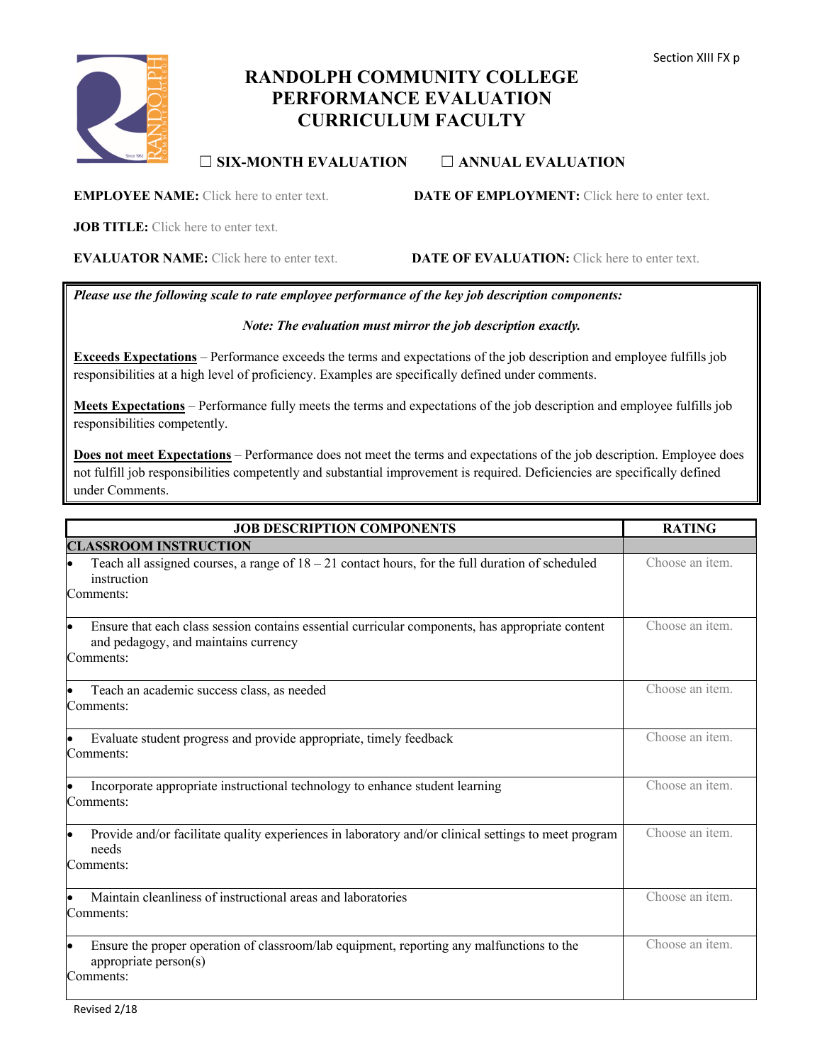# RANDOLPH COMMUNITY COLLEGE
# PERFORMANCE EVALUATION
# CURRICULUM FACULTY

☐ **SIX-MONTH EVALUATION** ☐ **ANNUAL EVALUATION**

**EMPLOYEE NAME:** Click here to enter text. **DATE OF EMPLOYMENT:** Click here to enter text.

**JOB TITLE:** Click here to enter text.

**EVALUATOR NAME:** Click here to enter text. **DATE OF EVALUATION:** Click here to enter text.

***Please use the following scale to rate employee performance of the key job description components:***

***Note: The evaluation must mirror the job description exactly.***

**Exceeds Expectations** – Performance exceeds the terms and expectations of the job description and employee fulfills job responsibilities at a high level of proficiency. Examples are specifically defined under comments.

**Meets Expectations** – Performance fully meets the terms and expectations of the job description and employee fulfills job responsibilities competently.

**Does not meet Expectations** – Performance does not meet the terms and expectations of the job description. Employee does not fulfill job responsibilities competently and substantial improvement is required. Deficiencies are specifically defined under Comments.

| JOB DESCRIPTION COMPONENTS | RATING |
|---|---|
| **CLASSROOM INSTRUCTION** | |
| • Teach all assigned courses, a range of 18 – 21 contact hours, for the full duration of scheduled instruction<br>Comments: | Choose an item. |
| • Ensure that each class session contains essential curricular components, has appropriate content and pedagogy, and maintains currency<br>Comments: | Choose an item. |
| • Teach an academic success class, as needed<br>Comments: | Choose an item. |
| • Evaluate student progress and provide appropriate, timely feedback<br>Comments: | Choose an item. |
| • Incorporate appropriate instructional technology to enhance student learning<br>Comments: | Choose an item. |
| • Provide and/or facilitate quality experiences in laboratory and/or clinical settings to meet program needs<br>Comments: | Choose an item. |
| • Maintain cleanliness of instructional areas and laboratories<br>Comments: | Choose an item. |
| • Ensure the proper operation of classroom/lab equipment, reporting any malfunctions to the appropriate person(s)<br>Comments: | Choose an item. |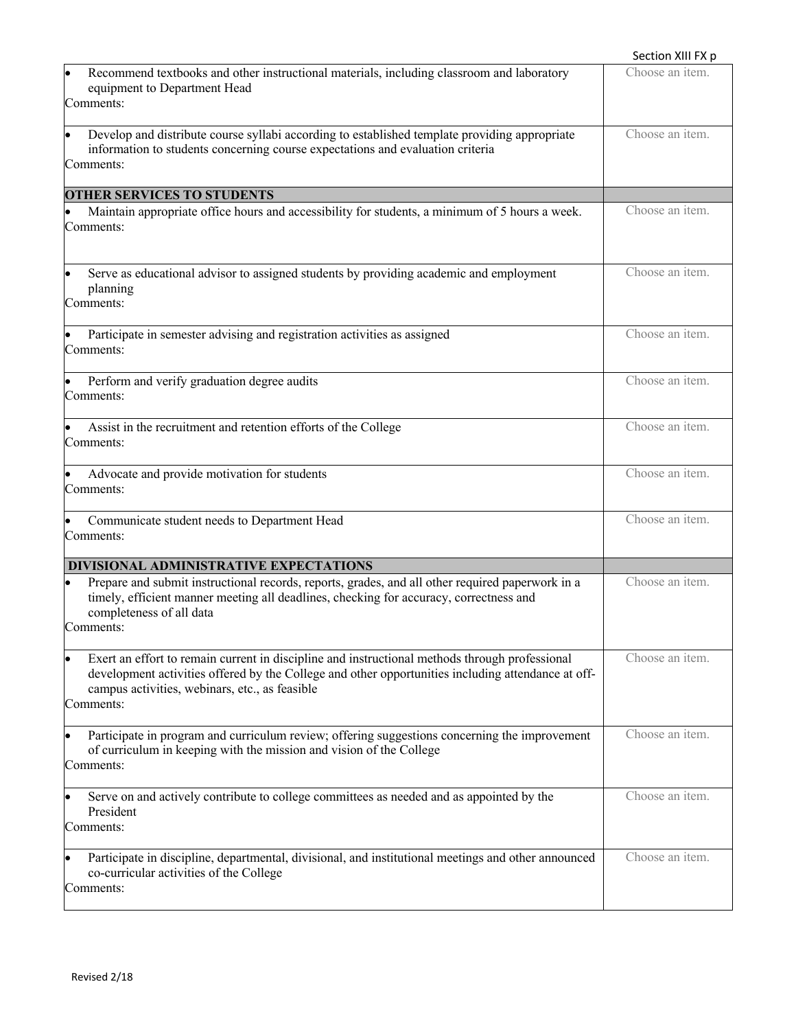| | |
|---|---|
| • Recommend textbooks and other instructional materials, including classroom and laboratory equipment to Department Head<br>Comments: | Choose an item. |
| • Develop and distribute course syllabi according to established template providing appropriate information to students concerning course expectations and evaluation criteria<br>Comments: | Choose an item. |
| **OTHER SERVICES TO STUDENTS** | |
| • Maintain appropriate office hours and accessibility for students, a minimum of 5 hours a week.<br>Comments: | Choose an item. |
| • Serve as educational advisor to assigned students by providing academic and employment planning<br>Comments: | Choose an item. |
| • Participate in semester advising and registration activities as assigned<br>Comments: | Choose an item. |
| • Perform and verify graduation degree audits<br>Comments: | Choose an item. |
| • Assist in the recruitment and retention efforts of the College<br>Comments: | Choose an item. |
| • Advocate and provide motivation for students<br>Comments: | Choose an item. |
| • Communicate student needs to Department Head<br>Comments: | Choose an item. |
| **DIVISIONAL ADMINISTRATIVE EXPECTATIONS** | |
| • Prepare and submit instructional records, reports, grades, and all other required paperwork in a timely, efficient manner meeting all deadlines, checking for accuracy, correctness and completeness of all data<br>Comments: | Choose an item. |
| • Exert an effort to remain current in discipline and instructional methods through professional development activities offered by the College and other opportunities including attendance at off-campus activities, webinars, etc., as feasible<br>Comments: | Choose an item. |
| • Participate in program and curriculum review; offering suggestions concerning the improvement of curriculum in keeping with the mission and vision of the College<br>Comments: | Choose an item. |
| • Serve on and actively contribute to college committees as needed and as appointed by the President<br>Comments: | Choose an item. |
| • Participate in discipline, departmental, divisional, and institutional meetings and other announced co-curricular activities of the College<br>Comments: | Choose an item. |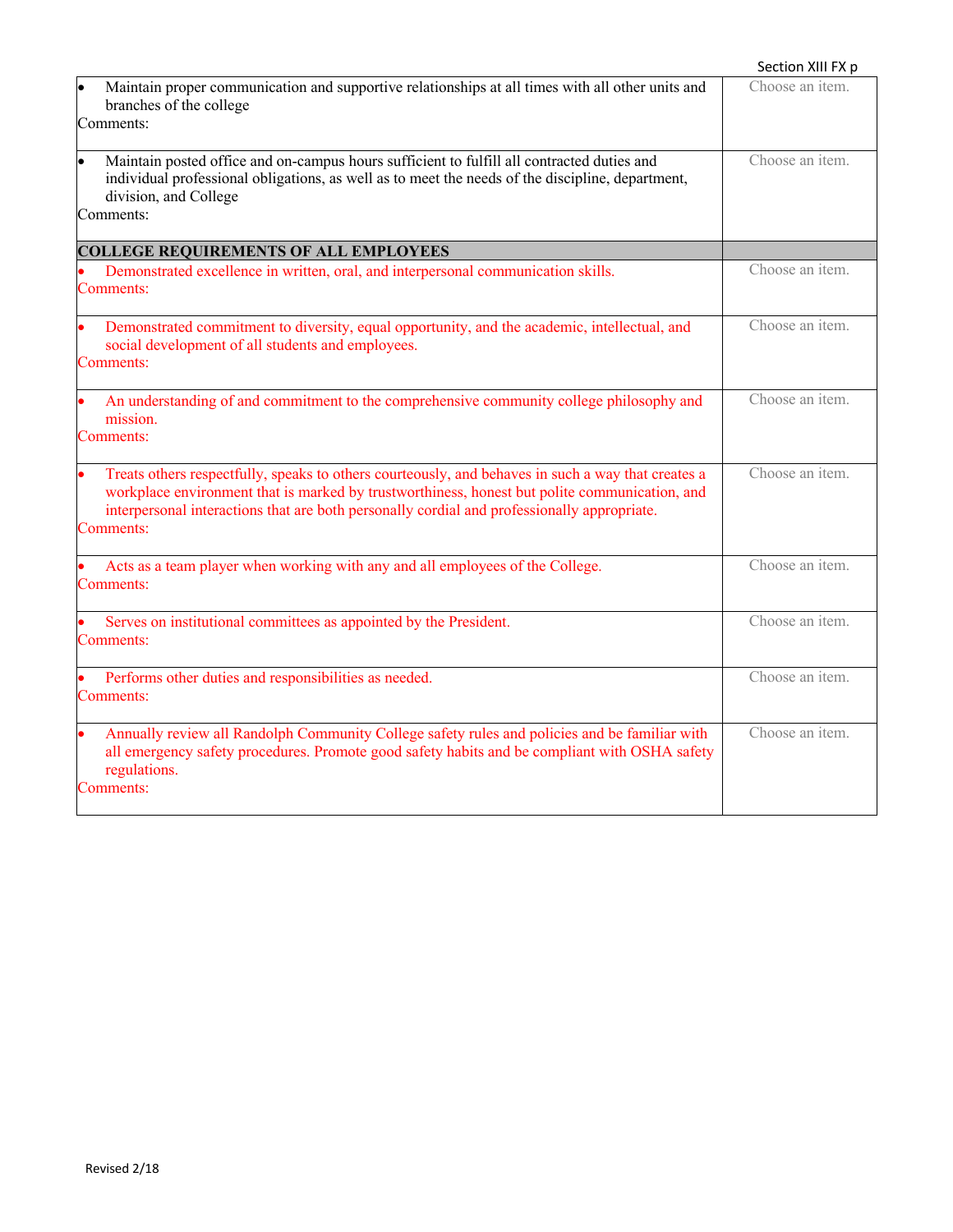| | |
|---|---|
| • Maintain proper communication and supportive relationships at all times with all other units and branches of the college<br>Comments: | Choose an item. |
| • Maintain posted office and on-campus hours sufficient to fulfill all contracted duties and individual professional obligations, as well as to meet the needs of the discipline, department, division, and College<br>Comments: | Choose an item. |
| **COLLEGE REQUIREMENTS OF ALL EMPLOYEES** | |
| • Demonstrated excellence in written, oral, and interpersonal communication skills.<br>Comments: | Choose an item. |
| • Demonstrated commitment to diversity, equal opportunity, and the academic, intellectual, and social development of all students and employees.<br>Comments: | Choose an item. |
| • An understanding of and commitment to the comprehensive community college philosophy and mission.<br>Comments: | Choose an item. |
| • Treats others respectfully, speaks to others courteously, and behaves in such a way that creates a workplace environment that is marked by trustworthiness, honest but polite communication, and interpersonal interactions that are both personally cordial and professionally appropriate.<br>Comments: | Choose an item. |
| • Acts as a team player when working with any and all employees of the College.<br>Comments: | Choose an item. |
| • Serves on institutional committees as appointed by the President.<br>Comments: | Choose an item. |
| • Performs other duties and responsibilities as needed.<br>Comments: | Choose an item. |
| • Annually review all Randolph Community College safety rules and policies and be familiar with all emergency safety procedures. Promote good safety habits and be compliant with OSHA safety regulations.<br>Comments: | Choose an item. |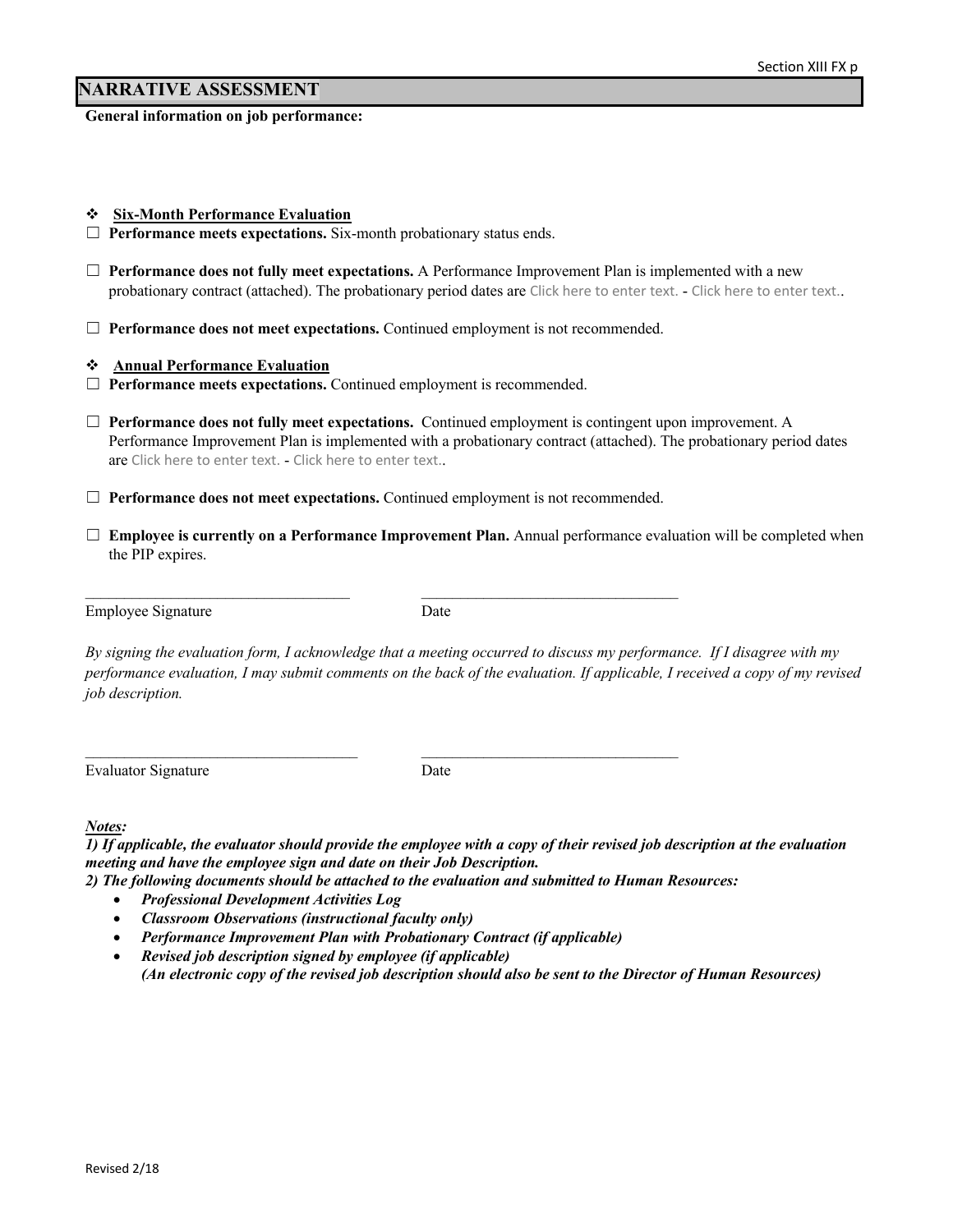## NARRATIVE ASSESSMENT

**General information on job performance:**

❖ **<u>Six-Month Performance Evaluation</u>**

☐ **Performance meets expectations.** Six-month probationary status ends.

☐ **Performance does not fully meet expectations.** A Performance Improvement Plan is implemented with a new probationary contract (attached). The probationary period dates are Click here to enter text. - Click here to enter text..

☐ **Performance does not meet expectations.** Continued employment is not recommended.

❖ **<u>Annual Performance Evaluation</u>**

☐ **Performance meets expectations.** Continued employment is recommended.

☐ **Performance does not fully meet expectations.** Continued employment is contingent upon improvement. A Performance Improvement Plan is implemented with a probationary contract (attached). The probationary period dates are Click here to enter text. - Click here to enter text..

☐ **Performance does not meet expectations.** Continued employment is not recommended.

☐ **Employee is currently on a Performance Improvement Plan.** Annual performance evaluation will be completed when the PIP expires.

\_\_\_\_\_\_\_\_\_\_\_\_\_\_\_\_\_\_\_\_\_\_\_\_\_\_\_\_\_\_\_\_\_\_ &nbsp;&nbsp;&nbsp;&nbsp; \_\_\_\_\_\_\_\_\_\_\_\_\_\_\_\_\_\_\_\_\_\_\_\_\_\_\_\_\_\_\_\_\_\_

Employee Signature &nbsp;&nbsp;&nbsp;&nbsp; Date

*By signing the evaluation form, I acknowledge that a meeting occurred to discuss my performance. If I disagree with my performance evaluation, I may submit comments on the back of the evaluation. If applicable, I received a copy of my revised job description.*

\_\_\_\_\_\_\_\_\_\_\_\_\_\_\_\_\_\_\_\_\_\_\_\_\_\_\_\_\_\_\_\_\_\_ &nbsp;&nbsp;&nbsp;&nbsp; \_\_\_\_\_\_\_\_\_\_\_\_\_\_\_\_\_\_\_\_\_\_\_\_\_\_\_\_\_\_\_\_\_\_

Evaluator Signature &nbsp;&nbsp;&nbsp;&nbsp; Date

***<u>Notes:</u>***

***1) If applicable, the evaluator should provide the employee with a copy of their revised job description at the evaluation meeting and have the employee sign and date on their Job Description.***

***2) The following documents should be attached to the evaluation and submitted to Human Resources:***

- ***Professional Development Activities Log***
- ***Classroom Observations (instructional faculty only)***
- ***Performance Improvement Plan with Probationary Contract (if applicable)***
- ***Revised job description signed by employee (if applicable)***
  ***(An electronic copy of the revised job description should also be sent to the Director of Human Resources)***

Revised 2/18